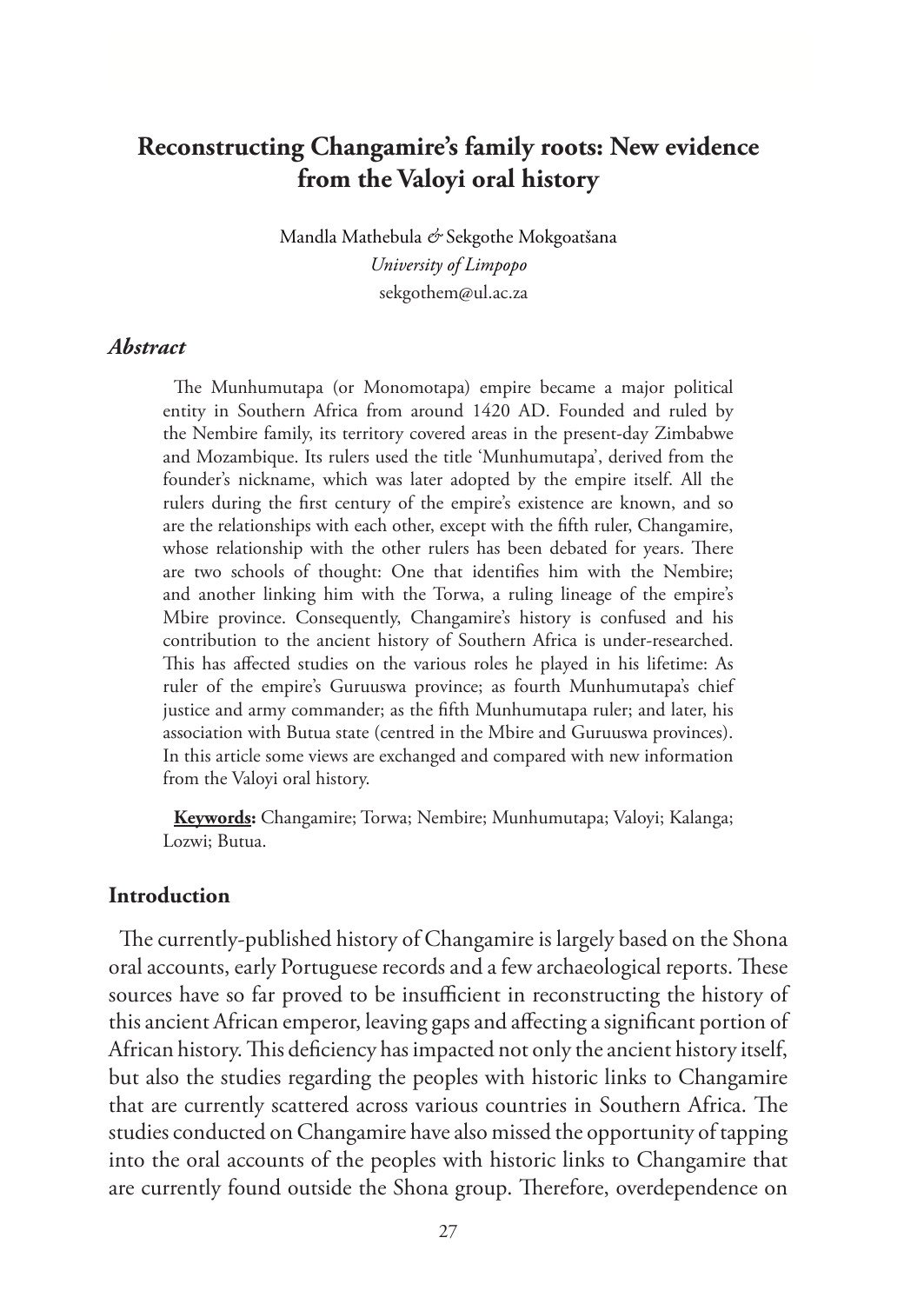# Reconstructing Changamire's family roots: New evidence from the Valoyi oral history

Mandla Mathebula *&* Sekgothe Mokgoatšana

*University of Limpopo*

sekgothem@ul.ac.za

### *Abstract*

The Munhumutapa (or Monomotapa) empire became a major political entity in Southern Africa from around 1420 AD. Founded and ruled by the Nembire family, its territory covered areas in the present-day Zimbabwe and Mozambique. Its rulers used the title 'Munhumutapa', derived from the founder's nickname, which was later adopted by the empire itself. All the rulers during the first century of the empire's existence are known, and so are the relationships with each other, except with the fifth ruler, Changamire, whose relationship with the other rulers has been debated for years. There are two schools of thought: One that identifies him with the Nembire; and another linking him with the Torwa, a ruling lineage of the empire's Mbire province. Consequently, Changamire's history is confused and his contribution to the ancient history of Southern Africa is under-researched. This has affected studies on the various roles he played in his lifetime: As ruler of the empire's Guruuswa province; as fourth Munhumutapa's chief justice and army commander; as the fifth Munhumutapa ruler; and later, his association with Butua state (centred in the Mbire and Guruuswa provinces). In this article some views are exchanged and compared with new information from the Valoyi oral history.

**Keywords:** Changamire; Torwa; Nembire; Munhumutapa; Valoyi; Kalanga; Lozwi; Butua.

## Introduction

The currently-published history of Changamire is largely based on the Shona oral accounts, early Portuguese records and a few archaeological reports. These sources have so far proved to be insufficient in reconstructing the history of this ancient African emperor, leaving gaps and affecting a significant portion of African history. This deficiency has impacted not only the ancient history itself, but also the studies regarding the peoples with historic links to Changamire that are currently scattered across various countries in Southern Africa. The studies conducted on Changamire have also missed the opportunity of tapping into the oral accounts of the peoples with historic links to Changamire that are currently found outside the Shona group. Therefore, overdependence on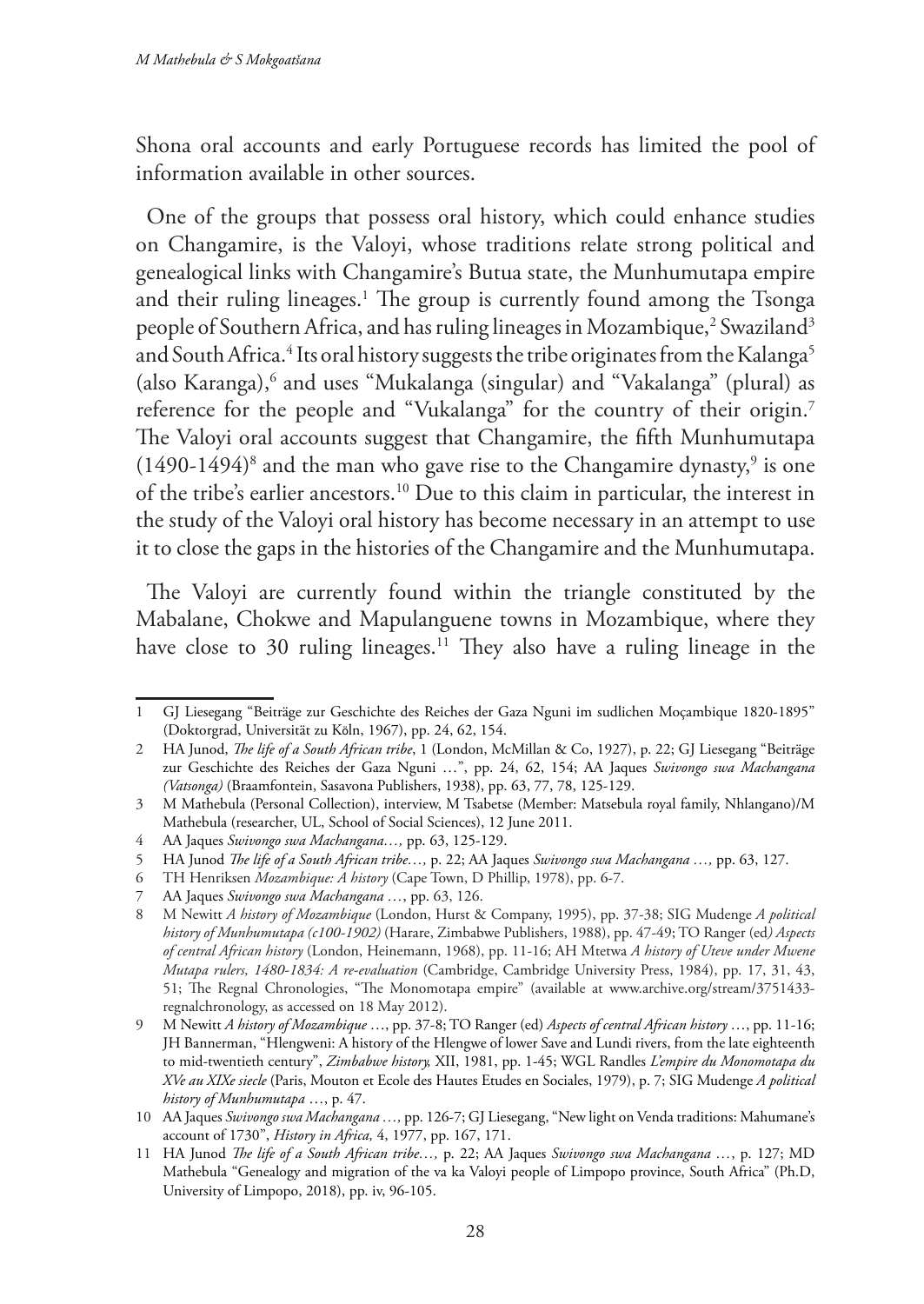Shona oral accounts and early Portuguese records has limited the pool of information available in other sources.

One of the groups that possess oral history, which could enhance studies on Changamire, is the Valoyi, whose traditions relate strong political and genealogical links with Changamire's Butua state, the Munhumutapa empire and their ruling lineages.[1] The group is currently found among the Tsonga people of Southern Africa, and has ruling lineages in Mozambique,[2] Swaziland[3] and South Africa.[4] Its oral history suggests the tribe originates from the Kalanga[5] (also Karanga),[6] and uses "Mukalanga (singular) and "Vakalanga" (plural) as reference for the people and "Vukalanga" for the country of their origin.[7] The Valoyi oral accounts suggest that Changamire, the fifth Munhumutapa (1490-1494)[8] and the man who gave rise to the Changamire dynasty,[9] is one of the tribe's earlier ancestors.[10] Due to this claim in particular, the interest in the study of the Valoyi oral history has become necessary in an attempt to use it to close the gaps in the histories of the Changamire and the Munhumutapa.

The Valoyi are currently found within the triangle constituted by the Mabalane, Chokwe and Mapulanguene towns in Mozambique, where they have close to 30 ruling lineages.[11] They also have a ruling lineage in the

---

1 GJ Liesegang "Beiträge zur Geschichte des Reiches der Gaza Nguni im sudlichen Moçambique 1820-1895" (Doktorgrad, Universität zu Köln, 1967), pp. 24, 62, 154.

2 HA Junod, *The life of a South African tribe*, 1 (London, McMillan & Co, 1927), p. 22; GJ Liesegang "Beiträge zur Geschichte des Reiches der Gaza Nguni …", pp. 24, 62, 154; AA Jaques *Swivongo swa Machangana (Vatsonga)* (Braamfontein, Sasavona Publishers, 1938), pp. 63, 77, 78, 125-129.

3 M Mathebula (Personal Collection), interview, M Tsabetse (Member: Matsebula royal family, Nhlangano)/M Mathebula (researcher, UL, School of Social Sciences), 12 June 2011.

4 AA Jaques *Swivongo swa Machangana…,* pp. 63, 125-129.

5 HA Junod *The life of a South African tribe…,* p. 22; AA Jaques *Swivongo swa Machangana …,* pp. 63, 127.

6 TH Henriksen *Mozambique: A history* (Cape Town, D Phillip, 1978), pp. 6-7.

7 AA Jaques *Swivongo swa Machangana* …, pp. 63, 126.

8 M Newitt *A history of Mozambique* (London, Hurst & Company, 1995), pp. 37-38; SIG Mudenge *A political history of Munhumutapa (c100-1902)* (Harare, Zimbabwe Publishers, 1988), pp. 47-49; TO Ranger (ed) *Aspects of central African history* (London, Heinemann, 1968), pp. 11-16; AH Mtetwa *A history of Uteve under Mwene Mutapa rulers, 1480-1834: A re-evaluation* (Cambridge, Cambridge University Press, 1984), pp. 17, 31, 43, 51; The Regnal Chronologies, "The Monomotapa empire" (available at www.archive.org/stream/3751433-regnalchronology, as accessed on 18 May 2012).

9 M Newitt *A history of Mozambique* …, pp. 37-8; TO Ranger (ed) *Aspects of central African history* …, pp. 11-16; JH Bannerman, "Hlengweni: A history of the Hlengwe of lower Save and Lundi rivers, from the late eighteenth to mid-twentieth century", *Zimbabwe history,* XII, 1981, pp. 1-45; WGL Randles *L'empire du Monomotapa du XVe au XIXe siecle* (Paris, Mouton et Ecole des Hautes Etudes en Sociales, 1979), p. 7; SIG Mudenge *A political history of Munhumutapa* …, p. 47.

10 AA Jaques *Swivongo swa Machangana …,* pp. 126-7; GJ Liesegang, "New light on Venda traditions: Mahumane's account of 1730", *History in Africa,* 4, 1977, pp. 167, 171.

11 HA Junod *The life of a South African tribe…,* p. 22; AA Jaques *Swivongo swa Machangana* …, p. 127; MD Mathebula "Genealogy and migration of the va ka Valoyi people of Limpopo province, South Africa" (Ph.D, University of Limpopo, 2018), pp. iv, 96-105.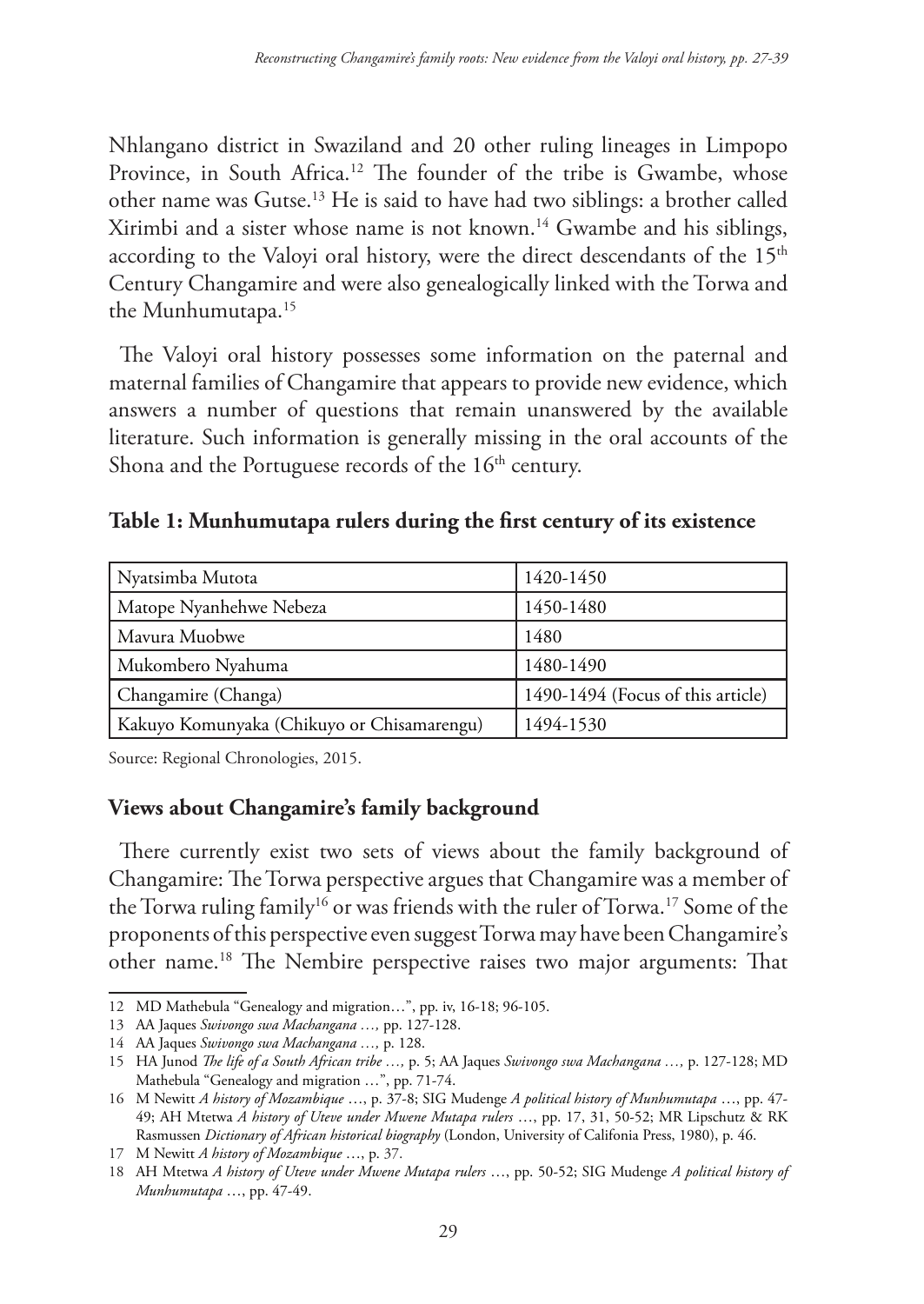Nhlangano district in Swaziland and 20 other ruling lineages in Limpopo Province, in South Africa.[12] The founder of the tribe is Gwambe, whose other name was Gutse.[13] He is said to have had two siblings: a brother called Xirimbi and a sister whose name is not known.[14] Gwambe and his siblings, according to the Valoyi oral history, were the direct descendants of the 15th Century Changamire and were also genealogically linked with the Torwa and the Munhumutapa.[15]

The Valoyi oral history possesses some information on the paternal and maternal families of Changamire that appears to provide new evidence, which answers a number of questions that remain unanswered by the available literature. Such information is generally missing in the oral accounts of the Shona and the Portuguese records of the 16th century.

**Table 1: Munhumutapa rulers during the first century of its existence**

| Nyatsimba Mutota | 1420-1450 |
|---|---|
| Matope Nyanhehwe Nebeza | 1450-1480 |
| Mavura Muobwe | 1480 |
| Mukombero Nyahuma | 1480-1490 |
| Changamire (Changa) | 1490-1494 (Focus of this article) |
| Kakuyo Komunyaka (Chikuyo or Chisamarengu) | 1494-1530 |

Source: Regional Chronologies, 2015.

## Views about Changamire's family background

There currently exist two sets of views about the family background of Changamire: The Torwa perspective argues that Changamire was a member of the Torwa ruling family[16] or was friends with the ruler of Torwa.[17] Some of the proponents of this perspective even suggest Torwa may have been Changamire's other name.[18] The Nembire perspective raises two major arguments: That

---

12 MD Mathebula "Genealogy and migration…", pp. iv, 16-18; 96-105.

13 AA Jaques *Swivongo swa Machangana …,* pp. 127-128.

14 AA Jaques *Swivongo swa Machangana …,* p. 128.

15 HA Junod *The life of a South African tribe …,* p. 5; AA Jaques *Swivongo swa Machangana …,* p. 127-128; MD Mathebula "Genealogy and migration …", pp. 71-74.

16 M Newitt *A history of Mozambique …*, p. 37-8; SIG Mudenge *A political history of Munhumutapa …*, pp. 47-49; AH Mtetwa *A history of Uteve under Mwene Mutapa rulers …*, pp. 17, 31, 50-52; MR Lipschutz & RK Rasmussen *Dictionary of African historical biography* (London, University of Califonia Press, 1980), p. 46.

17 M Newitt *A history of Mozambique …*, p. 37.

18 AH Mtetwa *A history of Uteve under Mwene Mutapa rulers …*, pp. 50-52; SIG Mudenge *A political history of Munhumutapa …*, pp. 47-49.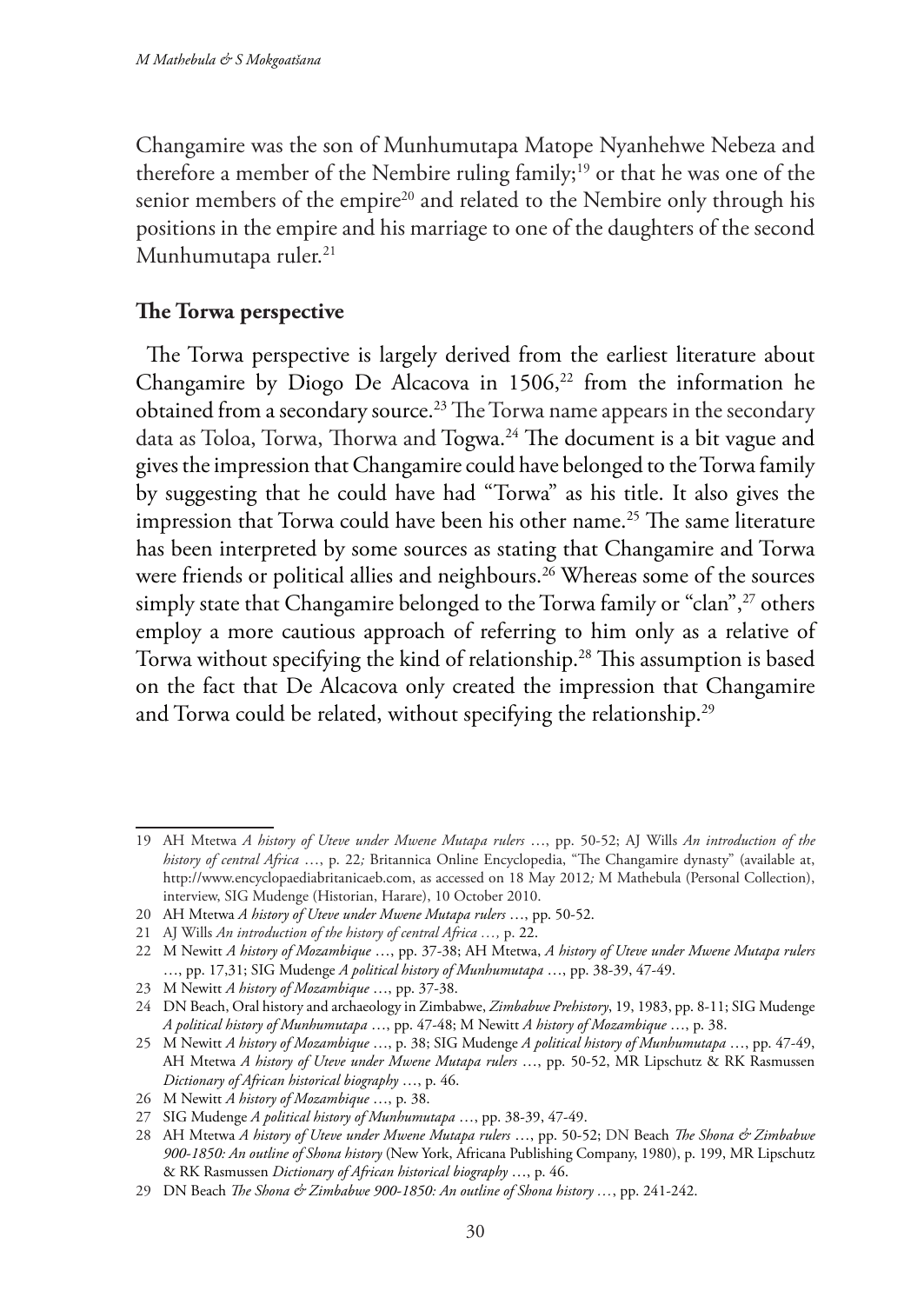Changamire was the son of Munhumutapa Matope Nyanhehwe Nebeza and therefore a member of the Nembire ruling family;[19] or that he was one of the senior members of the empire[20] and related to the Nembire only through his positions in the empire and his marriage to one of the daughters of the second Munhumutapa ruler.[21]

**The Torwa perspective**

The Torwa perspective is largely derived from the earliest literature about Changamire by Diogo De Alcacova in 1506,[22] from the information he obtained from a secondary source.[23] The Torwa name appears in the secondary data as Toloa, Torwa, Thorwa and Togwa.[24] The document is a bit vague and gives the impression that Changamire could have belonged to the Torwa family by suggesting that he could have had "Torwa" as his title. It also gives the impression that Torwa could have been his other name.[25] The same literature has been interpreted by some sources as stating that Changamire and Torwa were friends or political allies and neighbours.[26] Whereas some of the sources simply state that Changamire belonged to the Torwa family or "clan",[27] others employ a more cautious approach of referring to him only as a relative of Torwa without specifying the kind of relationship.[28] This assumption is based on the fact that De Alcacova only created the impression that Changamire and Torwa could be related, without specifying the relationship.[29]

---

19 AH Mtetwa *A history of Uteve under Mwene Mutapa rulers* …, pp. 50-52; AJ Wills *An introduction of the history of central Africa* …, p. 22*;* Britannica Online Encyclopedia, "The Changamire dynasty" (available at, http://www.encyclopaediabritanicaeb.com, as accessed on 18 May 2012*;* M Mathebula (Personal Collection), interview, SIG Mudenge (Historian, Harare), 10 October 2010.

20 AH Mtetwa *A history of Uteve under Mwene Mutapa rulers* …, pp. 50-52.

21 AJ Wills *An introduction of the history of central Africa …,* p. 22.

22 M Newitt *A history of Mozambique* …, pp. 37-38; AH Mtetwa, *A history of Uteve under Mwene Mutapa rulers* …, pp. 17,31; SIG Mudenge *A political history of Munhumutapa* …, pp. 38-39, 47-49.

23 M Newitt *A history of Mozambique* …, pp. 37-38.

24 DN Beach, Oral history and archaeology in Zimbabwe, *Zimbabwe Prehistory*, 19, 1983, pp. 8-11; SIG Mudenge *A political history of Munhumutapa* …, pp. 47-48; M Newitt *A history of Mozambique* …, p. 38.

25 M Newitt *A history of Mozambique* …, p. 38; SIG Mudenge *A political history of Munhumutapa* …, pp. 47-49, AH Mtetwa *A history of Uteve under Mwene Mutapa rulers* …, pp. 50-52, MR Lipschutz & RK Rasmussen *Dictionary of African historical biography* …, p. 46.

26 M Newitt *A history of Mozambique* …, p. 38.

27 SIG Mudenge *A political history of Munhumutapa* …, pp. 38-39, 47-49.

28 AH Mtetwa *A history of Uteve under Mwene Mutapa rulers* …, pp. 50-52; DN Beach *The Shona & Zimbabwe 900-1850: An outline of Shona history* (New York, Africana Publishing Company, 1980), p. 199, MR Lipschutz & RK Rasmussen *Dictionary of African historical biography* …, p. 46.

29 DN Beach *The Shona & Zimbabwe 900-1850: An outline of Shona history …*, pp. 241-242.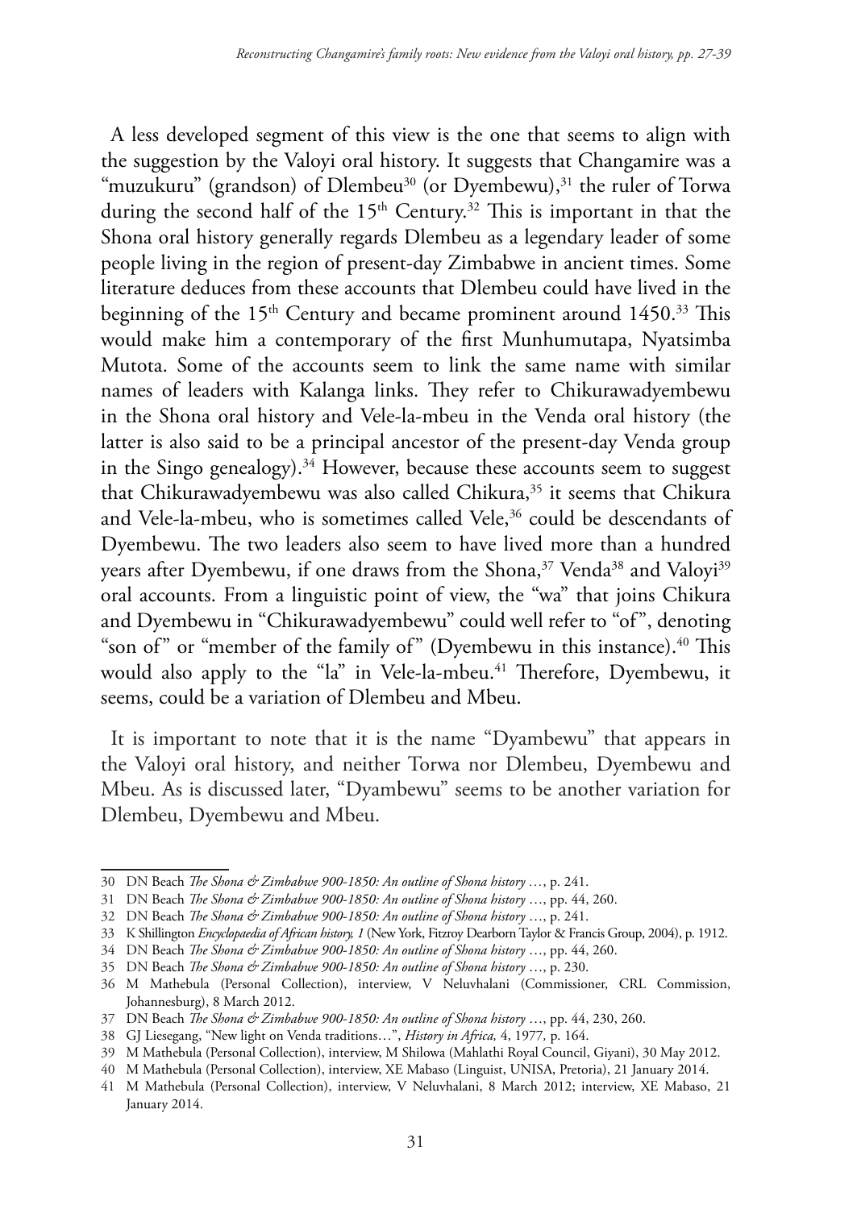A less developed segment of this view is the one that seems to align with the suggestion by the Valoyi oral history. It suggests that Changamire was a "muzukuru" (grandson) of Dlembeu[30] (or Dyembewu),[31] the ruler of Torwa during the second half of the 15th Century.[32] This is important in that the Shona oral history generally regards Dlembeu as a legendary leader of some people living in the region of present-day Zimbabwe in ancient times. Some literature deduces from these accounts that Dlembeu could have lived in the beginning of the 15th Century and became prominent around 1450.[33] This would make him a contemporary of the first Munhumutapa, Nyatsimba Mutota. Some of the accounts seem to link the same name with similar names of leaders with Kalanga links. They refer to Chikurawadyembewu in the Shona oral history and Vele-la-mbeu in the Venda oral history (the latter is also said to be a principal ancestor of the present-day Venda group in the Singo genealogy).[34] However, because these accounts seem to suggest that Chikurawadyembewu was also called Chikura,[35] it seems that Chikura and Vele-la-mbeu, who is sometimes called Vele,[36] could be descendants of Dyembewu. The two leaders also seem to have lived more than a hundred years after Dyembewu, if one draws from the Shona,[37] Venda[38] and Valoyi[39] oral accounts. From a linguistic point of view, the "wa" that joins Chikura and Dyembewu in "Chikurawadyembewu" could well refer to "of", denoting "son of" or "member of the family of" (Dyembewu in this instance).[40] This would also apply to the "la" in Vele-la-mbeu.[41] Therefore, Dyembewu, it seems, could be a variation of Dlembeu and Mbeu.

It is important to note that it is the name "Dyambewu" that appears in the Valoyi oral history, and neither Torwa nor Dlembeu, Dyembewu and Mbeu. As is discussed later, "Dyambewu" seems to be another variation for Dlembeu, Dyembewu and Mbeu.

---

30 DN Beach *The Shona & Zimbabwe 900-1850: An outline of Shona history* …, p. 241.

31 DN Beach *The Shona & Zimbabwe 900-1850: An outline of Shona history* …, pp. 44, 260.

32 DN Beach *The Shona & Zimbabwe 900-1850: An outline of Shona history* …, p. 241.

33 K Shillington *Encyclopaedia of African history, 1* (New York, Fitzroy Dearborn Taylor & Francis Group, 2004), p. 1912.

34 DN Beach *The Shona & Zimbabwe 900-1850: An outline of Shona history* …, pp. 44, 260.

35 DN Beach *The Shona & Zimbabwe 900-1850: An outline of Shona history* …, p. 230.

36 M Mathebula (Personal Collection), interview, V Neluvhalani (Commissioner, CRL Commission, Johannesburg), 8 March 2012.

37 DN Beach *The Shona & Zimbabwe 900-1850: An outline of Shona history* …, pp. 44, 230, 260.

38 GJ Liesegang, "New light on Venda traditions…", *History in Africa,* 4, 1977, p. 164.

39 M Mathebula (Personal Collection), interview, M Shilowa (Mahlathi Royal Council, Giyani), 30 May 2012.

40 M Mathebula (Personal Collection), interview, XE Mabaso (Linguist, UNISA, Pretoria), 21 January 2014.

41 M Mathebula (Personal Collection), interview, V Neluvhalani, 8 March 2012; interview, XE Mabaso, 21 January 2014.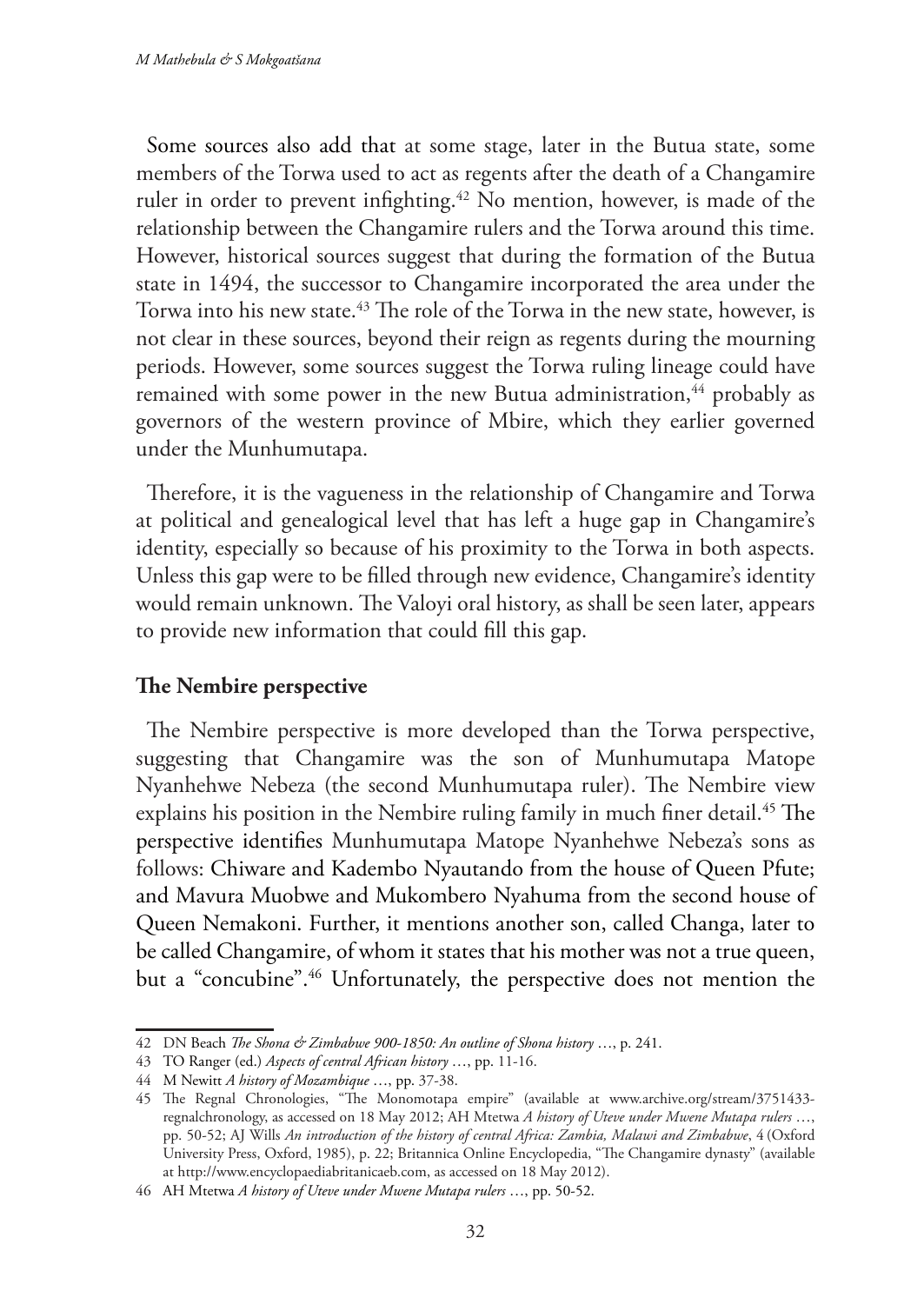Some sources also add that at some stage, later in the Butua state, some members of the Torwa used to act as regents after the death of a Changamire ruler in order to prevent infighting.[42] No mention, however, is made of the relationship between the Changamire rulers and the Torwa around this time. However, historical sources suggest that during the formation of the Butua state in 1494, the successor to Changamire incorporated the area under the Torwa into his new state.[43] The role of the Torwa in the new state, however, is not clear in these sources, beyond their reign as regents during the mourning periods. However, some sources suggest the Torwa ruling lineage could have remained with some power in the new Butua administration,[44] probably as governors of the western province of Mbire, which they earlier governed under the Munhumutapa.

Therefore, it is the vagueness in the relationship of Changamire and Torwa at political and genealogical level that has left a huge gap in Changamire's identity, especially so because of his proximity to the Torwa in both aspects. Unless this gap were to be filled through new evidence, Changamire's identity would remain unknown. The Valoyi oral history, as shall be seen later, appears to provide new information that could fill this gap.

## The Nembire perspective

The Nembire perspective is more developed than the Torwa perspective, suggesting that Changamire was the son of Munhumutapa Matope Nyanhehwe Nebeza (the second Munhumutapa ruler). The Nembire view explains his position in the Nembire ruling family in much finer detail.[45] The perspective identifies Munhumutapa Matope Nyanhehwe Nebeza's sons as follows: Chiware and Kadembo Nyautando from the house of Queen Pfute; and Mavura Muobwe and Mukombero Nyahuma from the second house of Queen Nemakoni. Further, it mentions another son, called Changa, later to be called Changamire, of whom it states that his mother was not a true queen, but a "concubine".[46] Unfortunately, the perspective does not mention the

---

42 DN Beach *The Shona & Zimbabwe 900-1850: An outline of Shona history* …, p. 241.

43 TO Ranger (ed.) *Aspects of central African history* …, pp. 11-16.

44 M Newitt *A history of Mozambique* …, pp. 37-38.

45 The Regnal Chronologies, "The Monomotapa empire" (available at www.archive.org/stream/3751433-regnalchronology, as accessed on 18 May 2012; AH Mtetwa *A history of Uteve under Mwene Mutapa rulers* …, pp. 50-52; AJ Wills *An introduction of the history of central Africa: Zambia, Malawi and Zimbabwe*, 4 (Oxford University Press, Oxford, 1985), p. 22; Britannica Online Encyclopedia, "The Changamire dynasty" (available at http://www.encyclopaediabritannicaeb.com, as accessed on 18 May 2012).

46 AH Mtetwa *A history of Uteve under Mwene Mutapa rulers* …, pp. 50-52.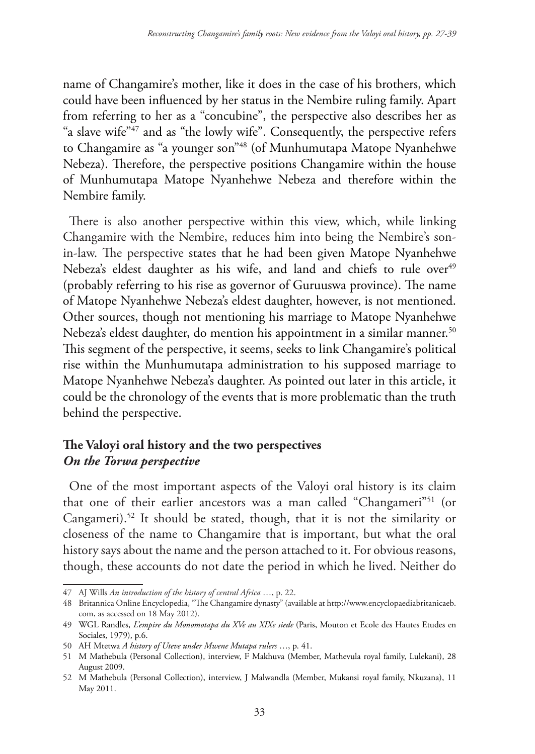name of Changamire's mother, like it does in the case of his brothers, which could have been influenced by her status in the Nembire ruling family. Apart from referring to her as a "concubine", the perspective also describes her as "a slave wife"[47] and as "the lowly wife". Consequently, the perspective refers to Changamire as "a younger son"[48] (of Munhumutapa Matope Nyanhehwe Nebeza). Therefore, the perspective positions Changamire within the house of Munhumutapa Matope Nyanhehwe Nebeza and therefore within the Nembire family.

There is also another perspective within this view, which, while linking Changamire with the Nembire, reduces him into being the Nembire's son-in-law. The perspective states that he had been given Matope Nyanhehwe Nebeza's eldest daughter as his wife, and land and chiefs to rule over[49] (probably referring to his rise as governor of Guruuswa province). The name of Matope Nyanhehwe Nebeza's eldest daughter, however, is not mentioned. Other sources, though not mentioning his marriage to Matope Nyanhehwe Nebeza's eldest daughter, do mention his appointment in a similar manner.[50] This segment of the perspective, it seems, seeks to link Changamire's political rise within the Munhumutapa administration to his supposed marriage to Matope Nyanhehwe Nebeza's daughter. As pointed out later in this article, it could be the chronology of the events that is more problematic than the truth behind the perspective.

## The Valoyi oral history and the two perspectives

### *On the Torwa perspective*

One of the most important aspects of the Valoyi oral history is its claim that one of their earlier ancestors was a man called "Changameri"[51] (or Cangameri).[52] It should be stated, though, that it is not the similarity or closeness of the name to Changamire that is important, but what the oral history says about the name and the person attached to it. For obvious reasons, though, these accounts do not date the period in which he lived. Neither do

---

47 AJ Wills *An introduction of the history of central Africa* …, p. 22.

48 Britannica Online Encyclopedia, "The Changamire dynasty" (available at http://www.encyclopaediabritanicaeb.com, as accessed on 18 May 2012).

49 WGL Randles, *L'empire du Monomotapa du XVe au XIXe siede* (Paris, Mouton et Ecole des Hautes Etudes en Sociales, 1979), p.6.

50 AH Mtetwa *A history of Uteve under Mwene Mutapa rulers* …, p. 41.

51 M Mathebula (Personal Collection), interview, F Makhuva (Member, Mathevula royal family, Lulekani), 28 August 2009.

52 M Mathebula (Personal Collection), interview, J Malwandla (Member, Mukansi royal family, Nkuzana), 11 May 2011.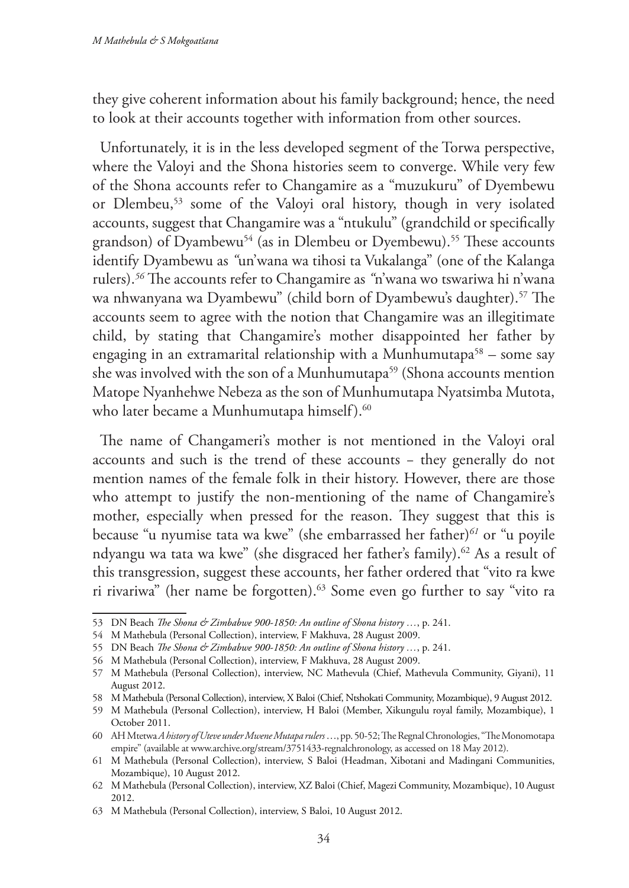they give coherent information about his family background; hence, the need to look at their accounts together with information from other sources.

Unfortunately, it is in the less developed segment of the Torwa perspective, where the Valoyi and the Shona histories seem to converge. While very few of the Shona accounts refer to Changamire as a "muzukuru" of Dyembewu or Dlembeu,[53] some of the Valoyi oral history, though in very isolated accounts, suggest that Changamire was a "ntukulu" (grandchild or specifically grandson) of Dyambewu[54] (as in Dlembeu or Dyembewu).[55] These accounts identify Dyambewu as *"*un'wana wa tihosi ta Vukalanga" (one of the Kalanga rulers).[56] The accounts refer to Changamire as *"*n'wana wo tswariwa hi n'wana wa nhwanyana wa Dyambewu" (child born of Dyambewu's daughter).[57] The accounts seem to agree with the notion that Changamire was an illegitimate child, by stating that Changamire's mother disappointed her father by engaging in an extramarital relationship with a Munhumutapa[58] – some say she was involved with the son of a Munhumutapa[59] (Shona accounts mention Matope Nyanhehwe Nebeza as the son of Munhumutapa Nyatsimba Mutota, who later became a Munhumutapa himself).[60]

The name of Changameri's mother is not mentioned in the Valoyi oral accounts and such is the trend of these accounts – they generally do not mention names of the female folk in their history. However, there are those who attempt to justify the non-mentioning of the name of Changamire's mother, especially when pressed for the reason. They suggest that this is because "u nyumise tata wa kwe" (she embarrassed her father)[61] or "u poyile ndyangu wa tata wa kwe" (she disgraced her father's family).[62] As a result of this transgression, suggest these accounts, her father ordered that "vito ra kwe ri rivariwa" (her name be forgotten).[63] Some even go further to say "vito ra

---

53 DN Beach *The Shona & Zimbabwe 900-1850: An outline of Shona history …*, p. 241.

54 M Mathebula (Personal Collection), interview, F Makhuva, 28 August 2009.

55 DN Beach *The Shona & Zimbabwe 900-1850: An outline of Shona history …*, p. 241.

56 M Mathebula (Personal Collection), interview, F Makhuva, 28 August 2009.

57 M Mathebula (Personal Collection), interview, NC Mathevula (Chief, Mathevula Community, Giyani), 11 August 2012.

58 M Mathebula (Personal Collection), interview, X Baloi (Chief, Ntshokati Community, Mozambique), 9 August 2012.

59 M Mathebula (Personal Collection), interview, H Baloi (Member, Xikungulu royal family, Mozambique), 1 October 2011.

60 AH Mtetwa *A history of Uteve under Mwene Mutapa rulers …*, pp. 50-52; The Regnal Chronologies, "The Monomotapa empire" (available at www.archive.org/stream/3751433-regnalchronology, as accessed on 18 May 2012).

61 M Mathebula (Personal Collection), interview, S Baloi (Headman, Xibotani and Madingani Communities, Mozambique), 10 August 2012.

62 M Mathebula (Personal Collection), interview, XZ Baloi (Chief, Magezi Community, Mozambique), 10 August 2012.

63 M Mathebula (Personal Collection), interview, S Baloi, 10 August 2012.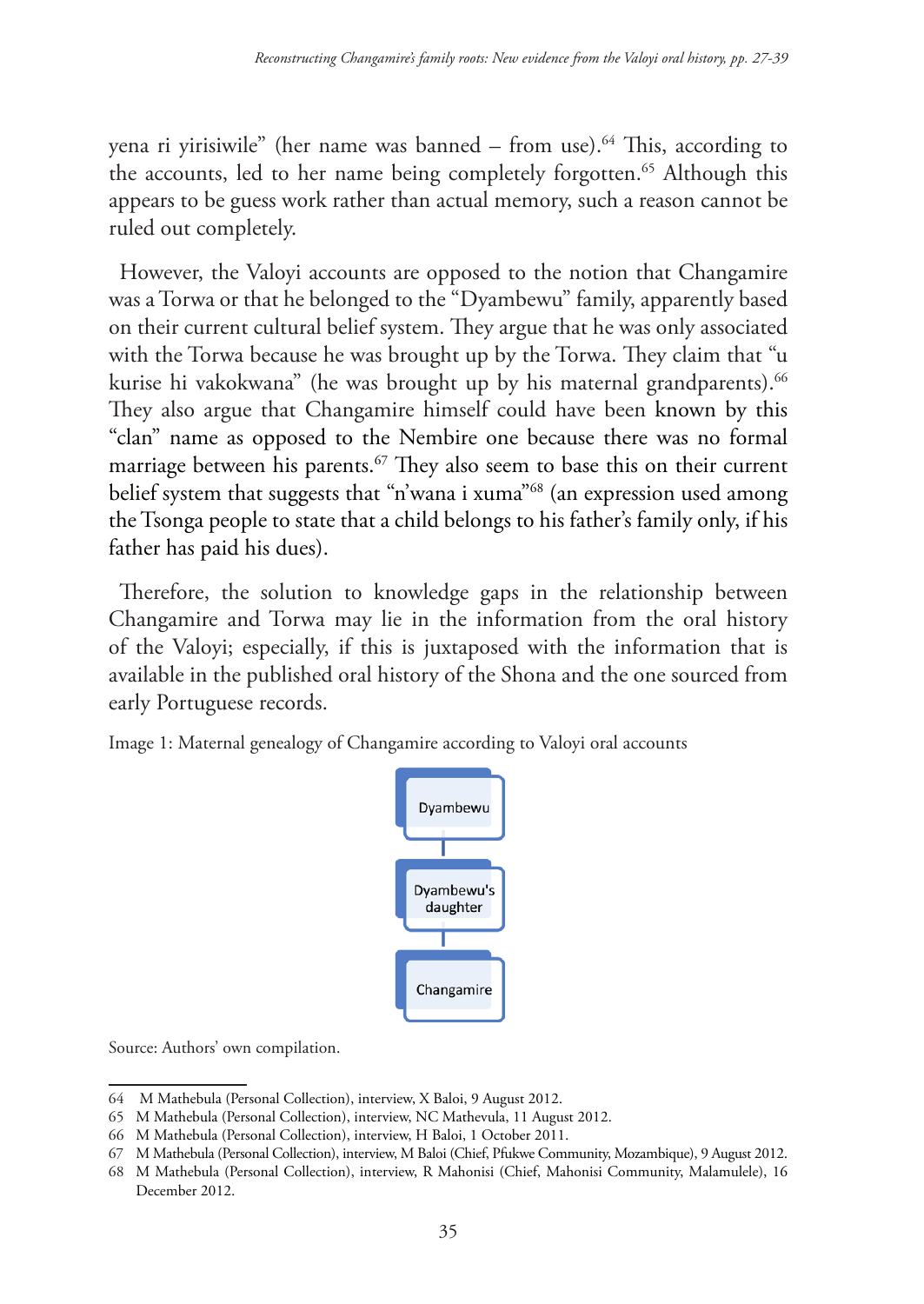yena ri yirisiwile" (her name was banned – from use).[64] This, according to the accounts, led to her name being completely forgotten.[65] Although this appears to be guess work rather than actual memory, such a reason cannot be ruled out completely.

However, the Valoyi accounts are opposed to the notion that Changamire was a Torwa or that he belonged to the "Dyambewu" family, apparently based on their current cultural belief system. They argue that he was only associated with the Torwa because he was brought up by the Torwa. They claim that "u kurise hi vakokwana" (he was brought up by his maternal grandparents).[66] They also argue that Changamire himself could have been known by this "clan" name as opposed to the Nembire one because there was no formal marriage between his parents.[67] They also seem to base this on their current belief system that suggests that "n'wana i xuma"[68] (an expression used among the Tsonga people to state that a child belongs to his father's family only, if his father has paid his dues).

Therefore, the solution to knowledge gaps in the relationship between Changamire and Torwa may lie in the information from the oral history of the Valoyi; especially, if this is juxtaposed with the information that is available in the published oral history of the Shona and the one sourced from early Portuguese records.

Image 1: Maternal genealogy of Changamire according to Valoyi oral accounts

Dyambewu → Dyambewu's daughter → Changamire

Source: Authors' own compilation.

---

64 M Mathebula (Personal Collection), interview, X Baloi, 9 August 2012.

65 M Mathebula (Personal Collection), interview, NC Mathevula, 11 August 2012.

66 M Mathebula (Personal Collection), interview, H Baloi, 1 October 2011.

67 M Mathebula (Personal Collection), interview, M Baloi (Chief, Pfukwe Community, Mozambique), 9 August 2012.

68 M Mathebula (Personal Collection), interview, R Mahonisi (Chief, Mahonisi Community, Malamulele), 16 December 2012.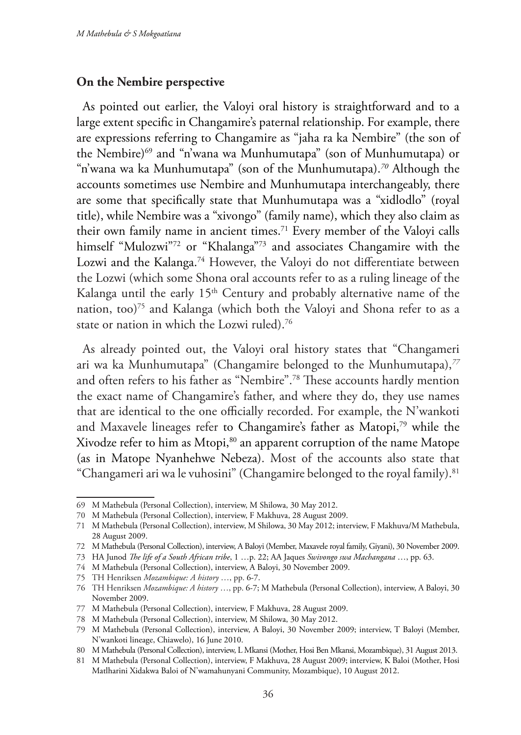## On the Nembire perspective

As pointed out earlier, the Valoyi oral history is straightforward and to a large extent specific in Changamire's paternal relationship. For example, there are expressions referring to Changamire as "jaha ra ka Nembire" (the son of the Nembire)[69] and "n'wana wa Munhumutapa" (son of Munhumutapa) or "n'wana wa ka Munhumutapa" (son of the Munhumutapa).[70] Although the accounts sometimes use Nembire and Munhumutapa interchangeably, there are some that specifically state that Munhumutapa was a "xidlodlo" (royal title), while Nembire was a "xivongo" (family name), which they also claim as their own family name in ancient times.[71] Every member of the Valoyi calls himself "Mulozwi"[72] or "Khalanga"[73] and associates Changamire with the Lozwi and the Kalanga.[74] However, the Valoyi do not differentiate between the Lozwi (which some Shona oral accounts refer to as a ruling lineage of the Kalanga until the early 15th Century and probably alternative name of the nation, too)[75] and Kalanga (which both the Valoyi and Shona refer to as a state or nation in which the Lozwi ruled).[76]

As already pointed out, the Valoyi oral history states that "Changameri ari wa ka Munhumutapa" (Changamire belonged to the Munhumutapa),[77] and often refers to his father as "Nembire".[78] These accounts hardly mention the exact name of Changamire's father, and where they do, they use names that are identical to the one officially recorded. For example, the N'wankoti and Maxavele lineages refer to Changamire's father as Matopi,[79] while the Xivodze refer to him as Mtopi,[80] an apparent corruption of the name Matope (as in Matope Nyanhehwe Nebeza). Most of the accounts also state that "Changameri ari wa le vuhosini" (Changamire belonged to the royal family).[81]

---

69 M Mathebula (Personal Collection), interview, M Shilowa, 30 May 2012.

70 M Mathebula (Personal Collection), interview, F Makhuva, 28 August 2009.

71 M Mathebula (Personal Collection), interview, M Shilowa, 30 May 2012; interview, F Makhuva/M Mathebula, 28 August 2009.

72 M Mathebula (Personal Collection), interview, A Baloyi (Member, Maxavele royal family, Giyani), 30 November 2009.

73 HA Junod *The life of a South African tribe*, 1 …p. 22; AA Jaques *Swivongo swa Machangana* …, pp. 63.

74 M Mathebula (Personal Collection), interview, A Baloyi, 30 November 2009.

75 TH Henriksen *Mozambique: A history* …, pp. 6-7.

76 TH Henriksen *Mozambique: A history* …, pp. 6-7; M Mathebula (Personal Collection), interview, A Baloyi, 30 November 2009.

77 M Mathebula (Personal Collection), interview, F Makhuva, 28 August 2009.

78 M Mathebula (Personal Collection), interview, M Shilowa, 30 May 2012.

79 M Mathebula (Personal Collection), interview, A Baloyi, 30 November 2009; interview, T Baloyi (Member, N'wankoti lineage, Chiawelo), 16 June 2010.

80 M Mathebula (Personal Collection), interview, L Mkansi (Mother, Hosi Ben Mkansi, Mozambique), 31 August 2013.

81 M Mathebula (Personal Collection), interview, F Makhuva, 28 August 2009; interview, K Baloi (Mother, Hosi Matlharini Xidakwa Baloi of N'wamahunyani Community, Mozambique), 10 August 2012.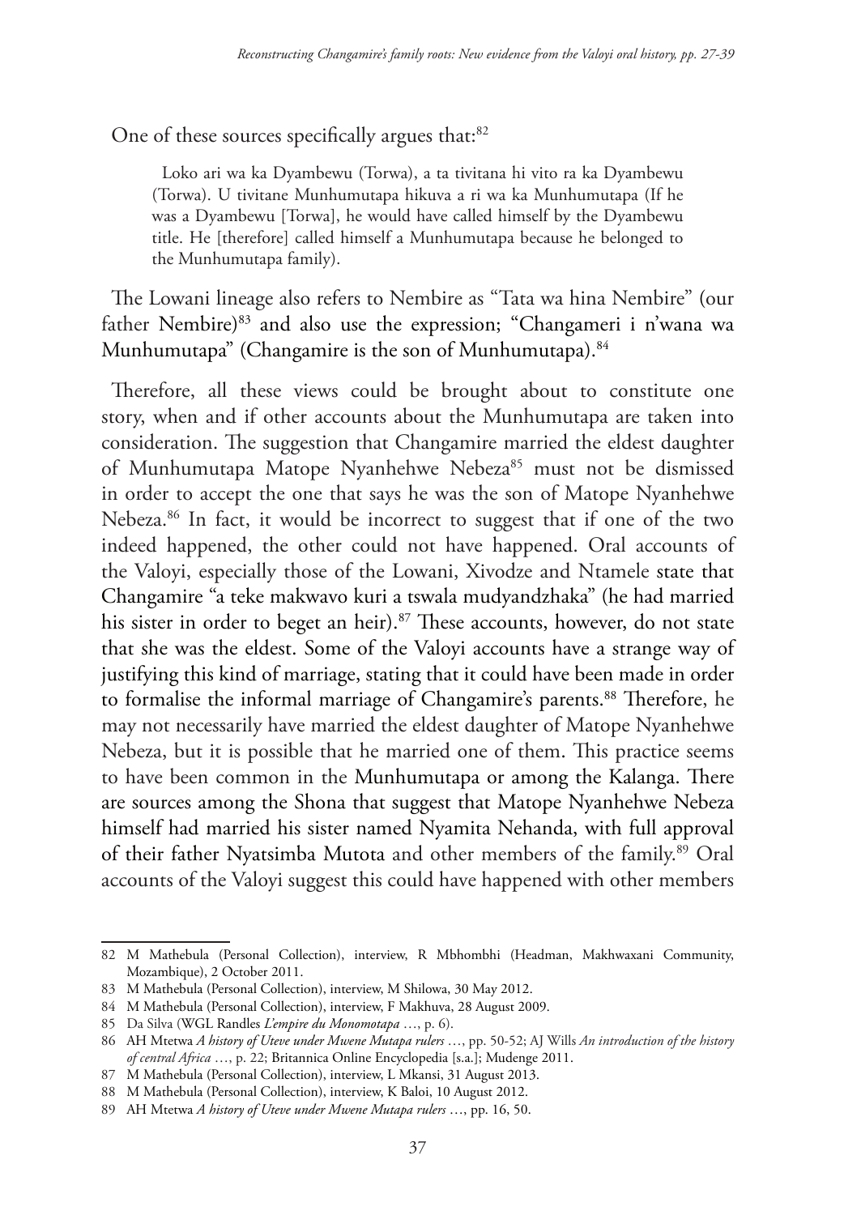One of these sources specifically argues that:[82]

> Loko ari wa ka Dyambewu (Torwa), a ta tivitana hi vito ra ka Dyambewu (Torwa). U tivitane Munhumutapa hikuva a ri wa ka Munhumutapa (If he was a Dyambewu [Torwa], he would have called himself by the Dyambewu title. He [therefore] called himself a Munhumutapa because he belonged to the Munhumutapa family).

The Lowani lineage also refers to Nembire as "Tata wa hina Nembire" (our father Nembire)[83] and also use the expression; "Changameri i n'wana wa Munhumutapa" (Changamire is the son of Munhumutapa).[84]

Therefore, all these views could be brought about to constitute one story, when and if other accounts about the Munhumutapa are taken into consideration. The suggestion that Changamire married the eldest daughter of Munhumutapa Matope Nyanhehwe Nebeza[85] must not be dismissed in order to accept the one that says he was the son of Matope Nyanhehwe Nebeza.[86] In fact, it would be incorrect to suggest that if one of the two indeed happened, the other could not have happened. Oral accounts of the Valoyi, especially those of the Lowani, Xivodze and Ntamele state that Changamire "a teke makwavo kuri a tswala mudyandzhaka" (he had married his sister in order to beget an heir).[87] These accounts, however, do not state that she was the eldest. Some of the Valoyi accounts have a strange way of justifying this kind of marriage, stating that it could have been made in order to formalise the informal marriage of Changamire's parents.[88] Therefore, he may not necessarily have married the eldest daughter of Matope Nyanhehwe Nebeza, but it is possible that he married one of them. This practice seems to have been common in the Munhumutapa or among the Kalanga. There are sources among the Shona that suggest that Matope Nyanhehwe Nebeza himself had married his sister named Nyamita Nehanda, with full approval of their father Nyatsimba Mutota and other members of the family.[89] Oral accounts of the Valoyi suggest this could have happened with other members

---

82 M Mathebula (Personal Collection), interview, R Mbhombhi (Headman, Makhwaxani Community, Mozambique), 2 October 2011.

83 M Mathebula (Personal Collection), interview, M Shilowa, 30 May 2012.

84 M Mathebula (Personal Collection), interview, F Makhuva, 28 August 2009.

85 Da Silva (WGL Randles *L'empire du Monomotapa* …, p. 6).

86 AH Mtetwa *A history of Uteve under Mwene Mutapa rulers* …, pp. 50-52; AJ Wills *An introduction of the history of central Africa* …, p. 22; Britannica Online Encyclopedia [s.a.]; Mudenge 2011.

87 M Mathebula (Personal Collection), interview, L Mkansi, 31 August 2013.

88 M Mathebula (Personal Collection), interview, K Baloi, 10 August 2012.

89 AH Mtetwa *A history of Uteve under Mwene Mutapa rulers* …, pp. 16, 50.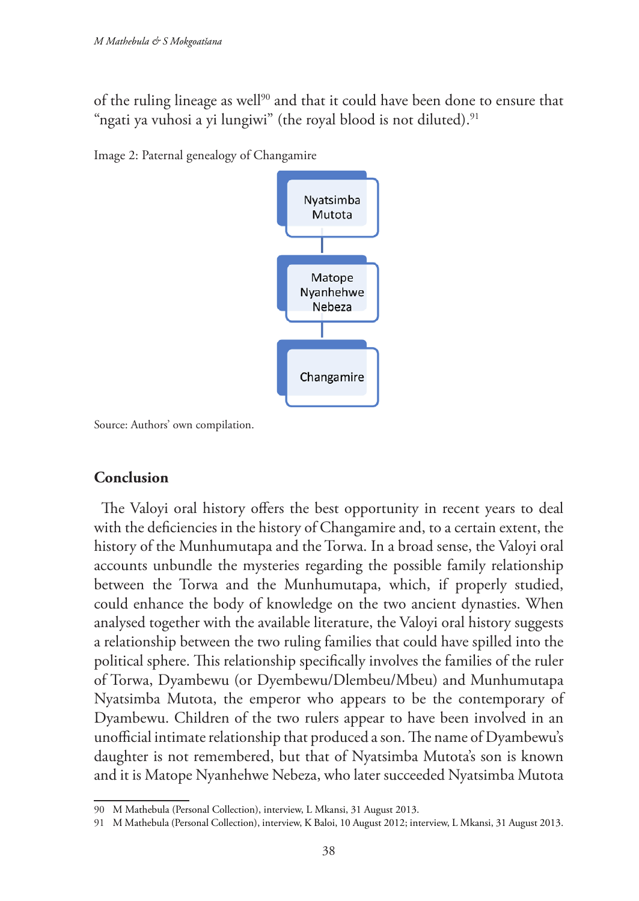of the ruling lineage as well[90] and that it could have been done to ensure that "ngati ya vuhosi a yi lungiwi" (the royal blood is not diluted).[91]

Image 2: Paternal genealogy of Changamire

Nyatsimba Mutota

Matope Nyanhehwe Nebeza

Changamire

Source: Authors' own compilation.

## Conclusion

The Valoyi oral history offers the best opportunity in recent years to deal with the deficiencies in the history of Changamire and, to a certain extent, the history of the Munhumutapa and the Torwa. In a broad sense, the Valoyi oral accounts unbundle the mysteries regarding the possible family relationship between the Torwa and the Munhumutapa, which, if properly studied, could enhance the body of knowledge on the two ancient dynasties. When analysed together with the available literature, the Valoyi oral history suggests a relationship between the two ruling families that could have spilled into the political sphere. This relationship specifically involves the families of the ruler of Torwa, Dyambewu (or Dyembewu/Dlembeu/Mbeu) and Munhumutapa Nyatsimba Mutota, the emperor who appears to be the contemporary of Dyambewu. Children of the two rulers appear to have been involved in an unofficial intimate relationship that produced a son. The name of Dyambewu's daughter is not remembered, but that of Nyatsimba Mutota's son is known and it is Matope Nyanhehwe Nebeza, who later succeeded Nyatsimba Mutota

90 M Mathebula (Personal Collection), interview, L Mkansi, 31 August 2013.

91 M Mathebula (Personal Collection), interview, K Baloi, 10 August 2012; interview, L Mkansi, 31 August 2013.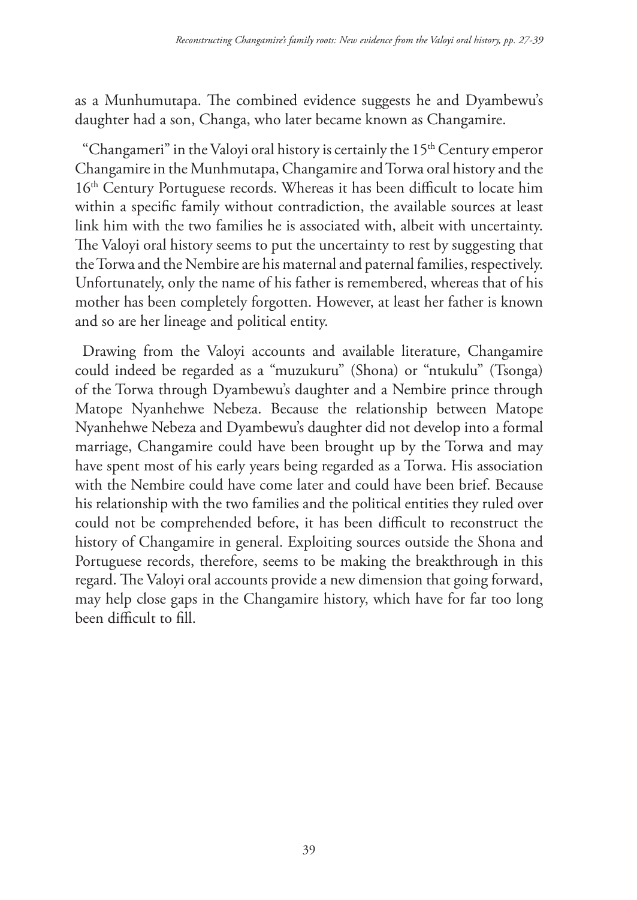as a Munhumutapa. The combined evidence suggests he and Dyambewu's daughter had a son, Changa, who later became known as Changamire.

"Changameri" in the Valoyi oral history is certainly the 15th Century emperor Changamire in the Munhmutapa, Changamire and Torwa oral history and the 16th Century Portuguese records. Whereas it has been difficult to locate him within a specific family without contradiction, the available sources at least link him with the two families he is associated with, albeit with uncertainty. The Valoyi oral history seems to put the uncertainty to rest by suggesting that the Torwa and the Nembire are his maternal and paternal families, respectively. Unfortunately, only the name of his father is remembered, whereas that of his mother has been completely forgotten. However, at least her father is known and so are her lineage and political entity.

Drawing from the Valoyi accounts and available literature, Changamire could indeed be regarded as a "muzukuru" (Shona) or "ntukulu" (Tsonga) of the Torwa through Dyambewu's daughter and a Nembire prince through Matope Nyanhehwe Nebeza. Because the relationship between Matope Nyanhehwe Nebeza and Dyambewu's daughter did not develop into a formal marriage, Changamire could have been brought up by the Torwa and may have spent most of his early years being regarded as a Torwa. His association with the Nembire could have come later and could have been brief. Because his relationship with the two families and the political entities they ruled over could not be comprehended before, it has been difficult to reconstruct the history of Changamire in general. Exploiting sources outside the Shona and Portuguese records, therefore, seems to be making the breakthrough in this regard. The Valoyi oral accounts provide a new dimension that going forward, may help close gaps in the Changamire history, which have for far too long been difficult to fill.